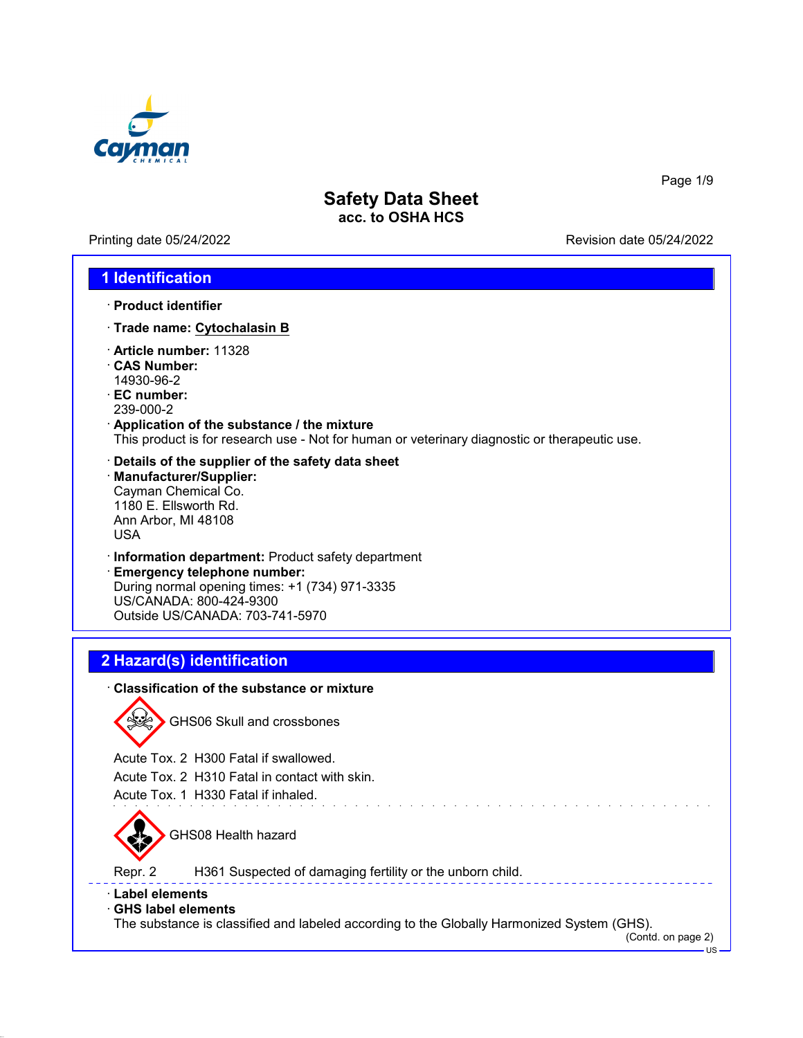# Safety Data Sheet

**acc. to OSHA HCS**

Printing date 05/24/2022 Revision date 05/24/2022

## 1 Identification

· **Product identifier**

· **Trade name: Cytochalasin B**

· **Article number:** 11328

· **CAS Number:**
14930-96-2

· **EC number:**
239-000-2

· **Application of the substance / the mixture**
This product is for research use - Not for human or veterinary diagnostic or therapeutic use.

· **Details of the supplier of the safety data sheet**

· **Manufacturer/Supplier:**
Cayman Chemical Co.
1180 E. Ellsworth Rd.
Ann Arbor, MI 48108
USA

· **Information department:** Product safety department

· **Emergency telephone number:**
During normal opening times: +1 (734) 971-3335
US/CANADA: 800-424-9300
Outside US/CANADA: 703-741-5970

## 2 Hazard(s) identification

· **Classification of the substance or mixture**

GHS06 Skull and crossbones

Acute Tox. 2 H300 Fatal if swallowed.

Acute Tox. 2 H310 Fatal in contact with skin.

Acute Tox. 1 H330 Fatal if inhaled.

GHS08 Health hazard

Repr. 2 H361 Suspected of damaging fertility or the unborn child.

· **Label elements**

· **GHS label elements**
The substance is classified and labeled according to the Globally Harmonized System (GHS).

(Contd. on page 2)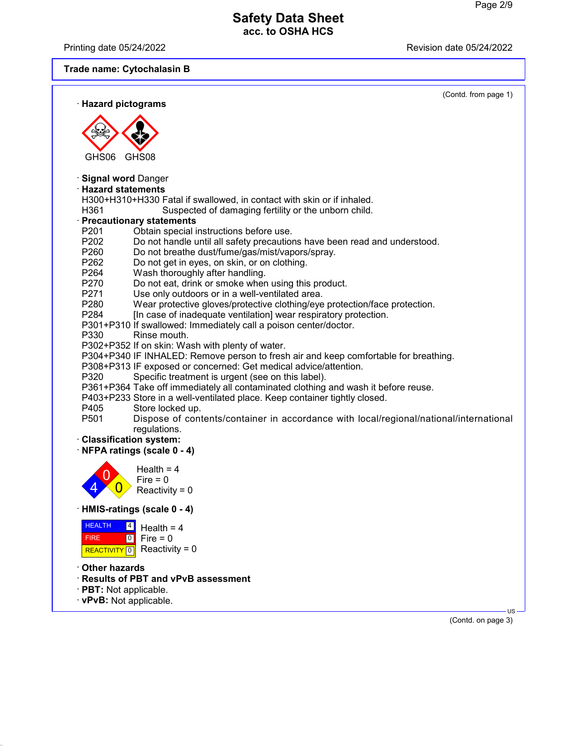**Trade name: Cytochalasin B**

(Contd. from page 1)

· **Hazard pictograms**

GHS06 GHS08

· **Signal word** Danger

· **Hazard statements**

H300+H310+H330 Fatal if swallowed, in contact with skin or if inhaled.

H361 Suspected of damaging fertility or the unborn child.

· **Precautionary statements**

P201 Obtain special instructions before use.
P202 Do not handle until all safety precautions have been read and understood.
P260 Do not breathe dust/fume/gas/mist/vapors/spray.
P262 Do not get in eyes, on skin, or on clothing.
P264 Wash thoroughly after handling.
P270 Do not eat, drink or smoke when using this product.
P271 Use only outdoors or in a well-ventilated area.
P280 Wear protective gloves/protective clothing/eye protection/face protection.
P284 [In case of inadequate ventilation] wear respiratory protection.
P301+P310 If swallowed: Immediately call a poison center/doctor.
P330 Rinse mouth.
P302+P352 If on skin: Wash with plenty of water.
P304+P340 IF INHALED: Remove person to fresh air and keep comfortable for breathing.
P308+P313 IF exposed or concerned: Get medical advice/attention.
P320 Specific treatment is urgent (see on this label).
P361+P364 Take off immediately all contaminated clothing and wash it before reuse.
P403+P233 Store in a well-ventilated place. Keep container tightly closed.
P405 Store locked up.
P501 Dispose of contents/container in accordance with local/regional/national/international regulations.

· **Classification system:**

· **NFPA ratings (scale 0 - 4)**

Health = 4
Fire = 0
Reactivity = 0

· **HMIS-ratings (scale 0 - 4)**

| | |
|---|---|
| HEALTH | 4 |
| FIRE | 0 |
| REACTIVITY | 0 |

Health = 4
Fire = 0
Reactivity = 0

· **Other hazards**

· **Results of PBT and vPvB assessment**

· **PBT:** Not applicable.

· **vPvB:** Not applicable.

(Contd. on page 3)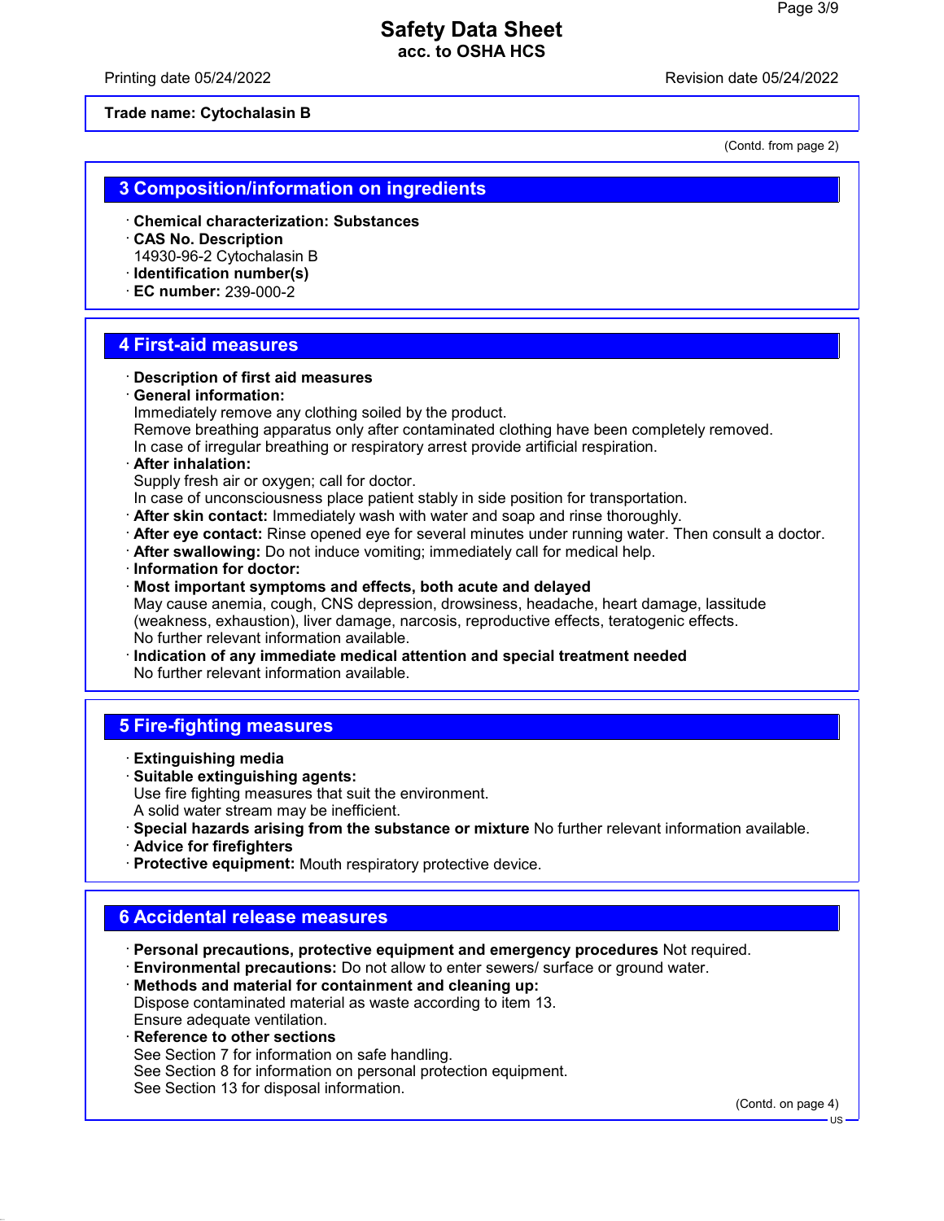**Trade name: Cytochalasin B**

(Contd. from page 2)

## 3 Composition/information on ingredients

- **Chemical characterization: Substances**
- **CAS No. Description**
  14930-96-2 Cytochalasin B
- **Identification number(s)**
- **EC number:** 239-000-2

## 4 First-aid measures

- **Description of first aid measures**
- **General information:**
  Immediately remove any clothing soiled by the product.
  Remove breathing apparatus only after contaminated clothing have been completely removed.
  In case of irregular breathing or respiratory arrest provide artificial respiration.
- **After inhalation:**
  Supply fresh air or oxygen; call for doctor.
  In case of unconsciousness place patient stably in side position for transportation.
- **After skin contact:** Immediately wash with water and soap and rinse thoroughly.
- **After eye contact:** Rinse opened eye for several minutes under running water. Then consult a doctor.
- **After swallowing:** Do not induce vomiting; immediately call for medical help.
- **Information for doctor:**
- **Most important symptoms and effects, both acute and delayed**
  May cause anemia, cough, CNS depression, drowsiness, headache, heart damage, lassitude (weakness, exhaustion), liver damage, narcosis, reproductive effects, teratogenic effects.
  No further relevant information available.
- **Indication of any immediate medical attention and special treatment needed**
  No further relevant information available.

## 5 Fire-fighting measures

- **Extinguishing media**
- **Suitable extinguishing agents:**
  Use fire fighting measures that suit the environment.
  A solid water stream may be inefficient.
- **Special hazards arising from the substance or mixture** No further relevant information available.
- **Advice for firefighters**
- **Protective equipment:** Mouth respiratory protective device.

## 6 Accidental release measures

- **Personal precautions, protective equipment and emergency procedures** Not required.
- **Environmental precautions:** Do not allow to enter sewers/ surface or ground water.
- **Methods and material for containment and cleaning up:**
  Dispose contaminated material as waste according to item 13.
  Ensure adequate ventilation.
- **Reference to other sections**
  See Section 7 for information on safe handling.
  See Section 8 for information on personal protection equipment.
  See Section 13 for disposal information.

(Contd. on page 4)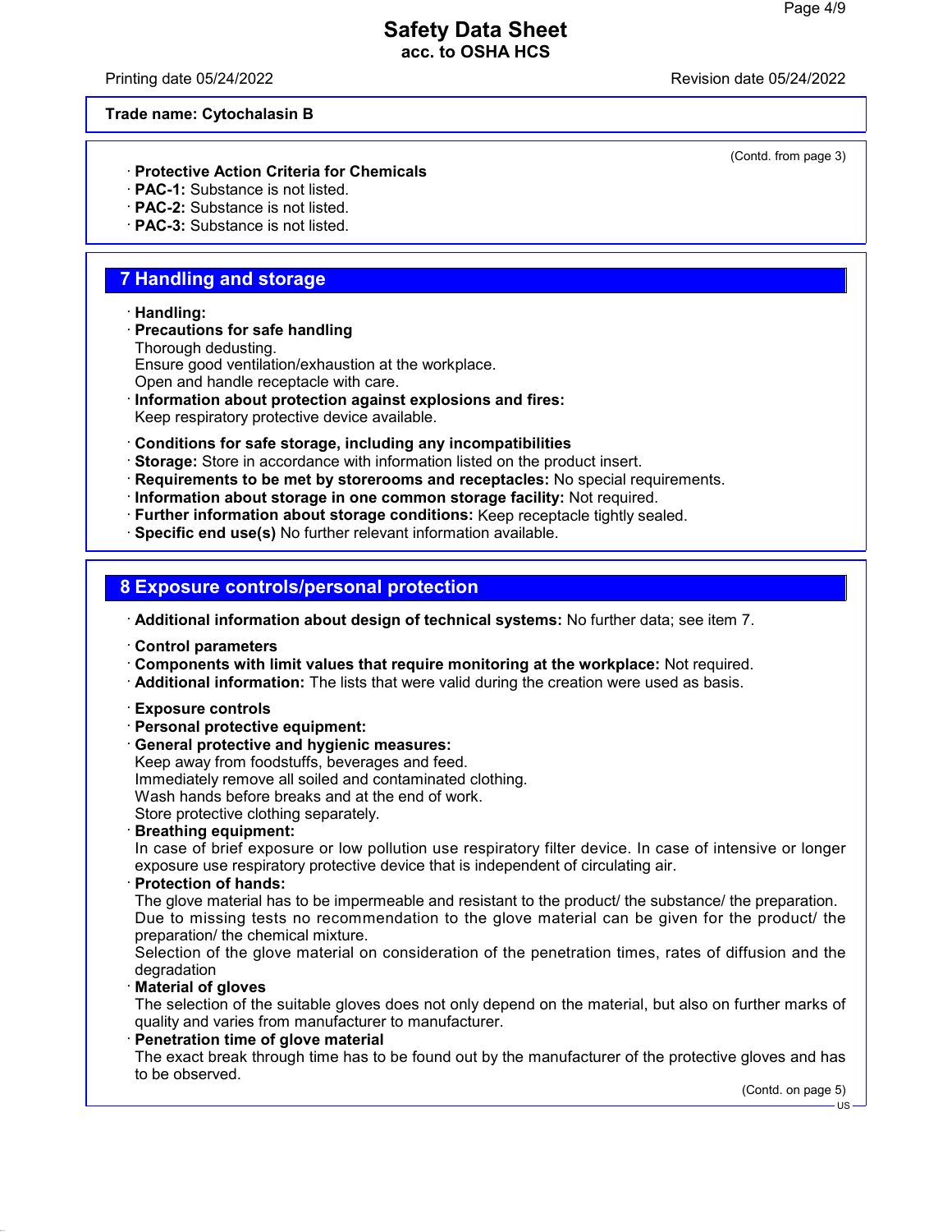Trade name: Cytochalasin B

(Contd. from page 3)

· **Protective Action Criteria for Chemicals**
· **PAC-1:** Substance is not listed.
· **PAC-2:** Substance is not listed.
· **PAC-3:** Substance is not listed.

## 7 Handling and storage

· **Handling:**
· **Precautions for safe handling**
Thorough dedusting.
Ensure good ventilation/exhaustion at the workplace.
Open and handle receptacle with care.
· **Information about protection against explosions and fires:**
Keep respiratory protective device available.

· **Conditions for safe storage, including any incompatibilities**
· **Storage:** Store in accordance with information listed on the product insert.
· **Requirements to be met by storerooms and receptacles:** No special requirements.
· **Information about storage in one common storage facility:** Not required.
· **Further information about storage conditions:** Keep receptacle tightly sealed.
· **Specific end use(s)** No further relevant information available.

## 8 Exposure controls/personal protection

· **Additional information about design of technical systems:** No further data; see item 7.

· **Control parameters**
· **Components with limit values that require monitoring at the workplace:** Not required.
· **Additional information:** The lists that were valid during the creation were used as basis.

· **Exposure controls**
· **Personal protective equipment:**
· **General protective and hygienic measures:**
Keep away from foodstuffs, beverages and feed.
Immediately remove all soiled and contaminated clothing.
Wash hands before breaks and at the end of work.
Store protective clothing separately.
· **Breathing equipment:**
In case of brief exposure or low pollution use respiratory filter device. In case of intensive or longer exposure use respiratory protective device that is independent of circulating air.
· **Protection of hands:**
The glove material has to be impermeable and resistant to the product/ the substance/ the preparation.
Due to missing tests no recommendation to the glove material can be given for the product/ the preparation/ the chemical mixture.
Selection of the glove material on consideration of the penetration times, rates of diffusion and the degradation
· **Material of gloves**
The selection of the suitable gloves does not only depend on the material, but also on further marks of quality and varies from manufacturer to manufacturer.
· **Penetration time of glove material**
The exact break through time has to be found out by the manufacturer of the protective gloves and has to be observed.

(Contd. on page 5)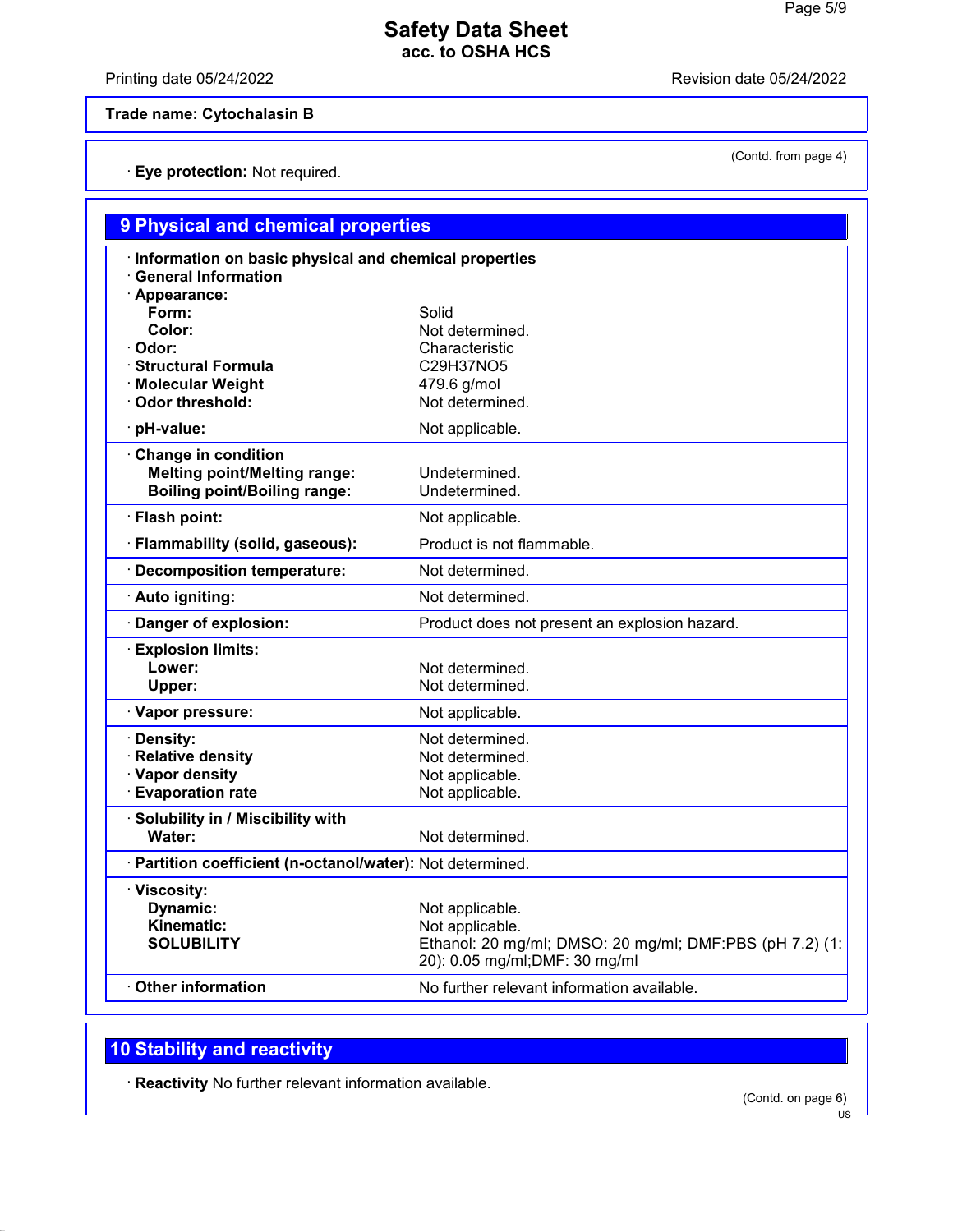**Trade name: Cytochalasin B**

(Contd. from page 4)

· **Eye protection:** Not required.

## 9 Physical and chemical properties

· **Information on basic physical and chemical properties**
· **General Information**
· **Appearance:**

| | |
|---|---|
| **Form:** | Solid |
| **Color:** | Not determined. |
| · **Odor:** | Characteristic |
| · **Structural Formula** | $C_{29}H_{37}NO_5$ |
| · **Molecular Weight** | 479.6 g/mol |
| · **Odor threshold:** | Not determined. |
| · **pH-value:** | Not applicable. |
| · **Change in condition** | |
| **Melting point/Melting range:** | Undetermined. |
| **Boiling point/Boiling range:** | Undetermined. |
| · **Flash point:** | Not applicable. |
| · **Flammability (solid, gaseous):** | Product is not flammable. |
| · **Decomposition temperature:** | Not determined. |
| · **Auto igniting:** | Not determined. |
| · **Danger of explosion:** | Product does not present an explosion hazard. |
| · **Explosion limits:** | |
| **Lower:** | Not determined. |
| **Upper:** | Not determined. |
| · **Vapor pressure:** | Not applicable. |
| · **Density:** | Not determined. |
| · **Relative density** | Not determined. |
| · **Vapor density** | Not applicable. |
| · **Evaporation rate** | Not applicable. |
| · **Solubility in / Miscibility with** | |
| **Water:** | Not determined. |
| · **Partition coefficient (n-octanol/water):** | Not determined. |
| · **Viscosity:** | |
| **Dynamic:** | Not applicable. |
| **Kinematic:** | Not applicable. |
| **SOLUBILITY** | Ethanol: 20 mg/ml; DMSO: 20 mg/ml; DMF:PBS (pH 7.2) (1: 20): 0.05 mg/ml;DMF: 30 mg/ml |
| · **Other information** | No further relevant information available. |

## 10 Stability and reactivity

· **Reactivity** No further relevant information available.

(Contd. on page 6)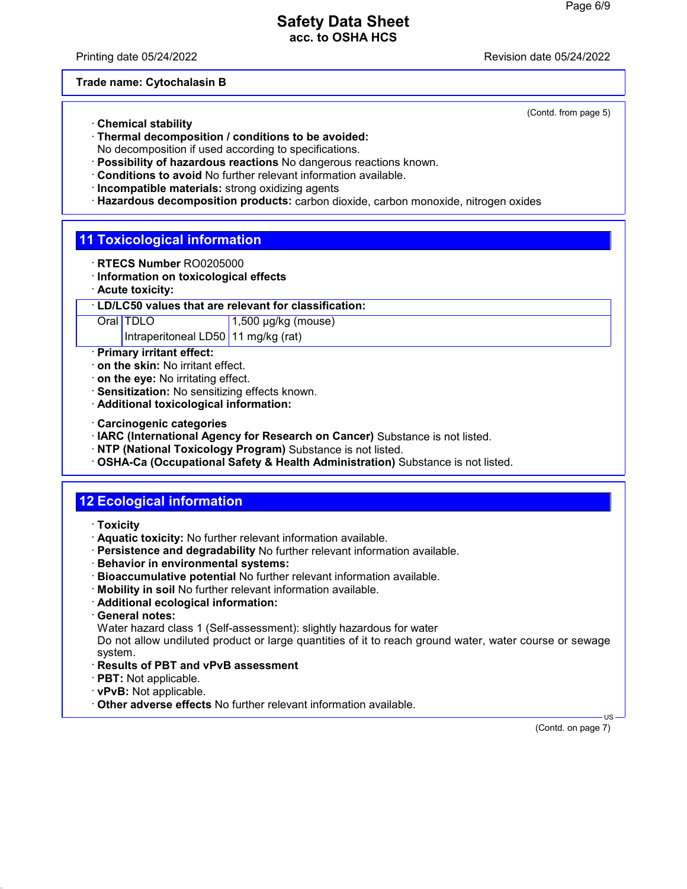**Trade name: Cytochalasin B**

(Contd. from page 5)

· **Chemical stability**
· **Thermal decomposition / conditions to be avoided:**
No decomposition if used according to specifications.
· **Possibility of hazardous reactions** No dangerous reactions known.
· **Conditions to avoid** No further relevant information available.
· **Incompatible materials:** strong oxidizing agents
· **Hazardous decomposition products:** carbon dioxide, carbon monoxide, nitrogen oxides

## 11 Toxicological information

· **RTECS Number** RO0205000
· **Information on toxicological effects**
· **Acute toxicity:**

| · **LD/LC50 values that are relevant for classification:** | | |
|---|---|---|
| Oral | TDLO | 1,500 µg/kg (mouse) |
| | Intraperitoneal LD50 | 11 mg/kg (rat) |

· **Primary irritant effect:**
· **on the skin:** No irritant effect.
· **on the eye:** No irritating effect.
· **Sensitization:** No sensitizing effects known.
· **Additional toxicological information:**

· **Carcinogenic categories**
· **IARC (International Agency for Research on Cancer)** Substance is not listed.
· **NTP (National Toxicology Program)** Substance is not listed.
· **OSHA-Ca (Occupational Safety & Health Administration)** Substance is not listed.

## 12 Ecological information

· **Toxicity**
· **Aquatic toxicity:** No further relevant information available.
· **Persistence and degradability** No further relevant information available.
· **Behavior in environmental systems:**
· **Bioaccumulative potential** No further relevant information available.
· **Mobility in soil** No further relevant information available.
· **Additional ecological information:**
· **General notes:**
Water hazard class 1 (Self-assessment): slightly hazardous for water
Do not allow undiluted product or large quantities of it to reach ground water, water course or sewage system.
· **Results of PBT and vPvB assessment**
· **PBT:** Not applicable.
· **vPvB:** Not applicable.
· **Other adverse effects** No further relevant information available.

(Contd. on page 7)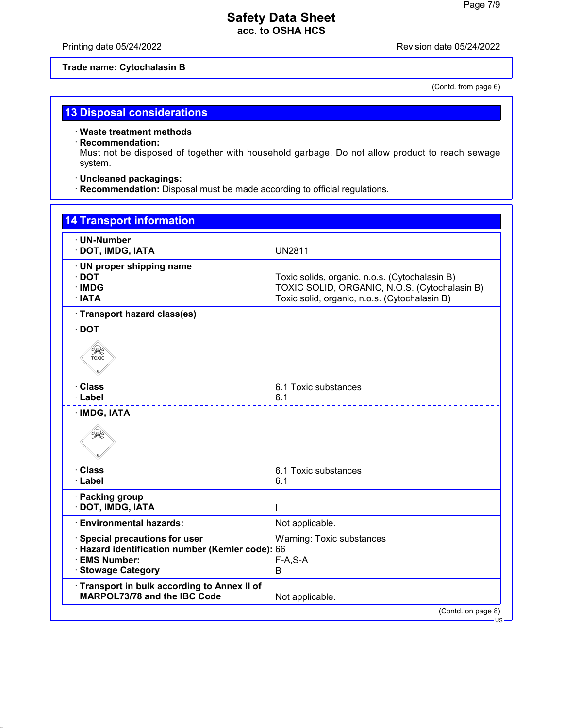Trade name: Cytochalasin B

(Contd. from page 6)

## 13 Disposal considerations

· **Waste treatment methods**
· **Recommendation:**
Must not be disposed of together with household garbage. Do not allow product to reach sewage system.

· **Uncleaned packagings:**
· **Recommendation:** Disposal must be made according to official regulations.

## 14 Transport information

· **UN-Number**
· **DOT, IMDG, IATA** UN2811

· **UN proper shipping name**
· **DOT** Toxic solids, organic, n.o.s. (Cytochalasin B)
· **IMDG** TOXIC SOLID, ORGANIC, N.O.S. (Cytochalasin B)
· **IATA** Toxic solid, organic, n.o.s. (Cytochalasin B)

· **Transport hazard class(es)**

· **DOT**

· **Class** 6.1 Toxic substances
· **Label** 6.1

· **IMDG, IATA**

· **Class** 6.1 Toxic substances
· **Label** 6.1

· **Packing group**
· **DOT, IMDG, IATA** I

· **Environmental hazards:** Not applicable.

· **Special precautions for user** Warning: Toxic substances
· **Hazard identification number (Kemler code):** 66
· **EMS Number:** F-A,S-A
· **Stowage Category** B

· **Transport in bulk according to Annex II of MARPOL73/78 and the IBC Code** Not applicable.

(Contd. on page 8)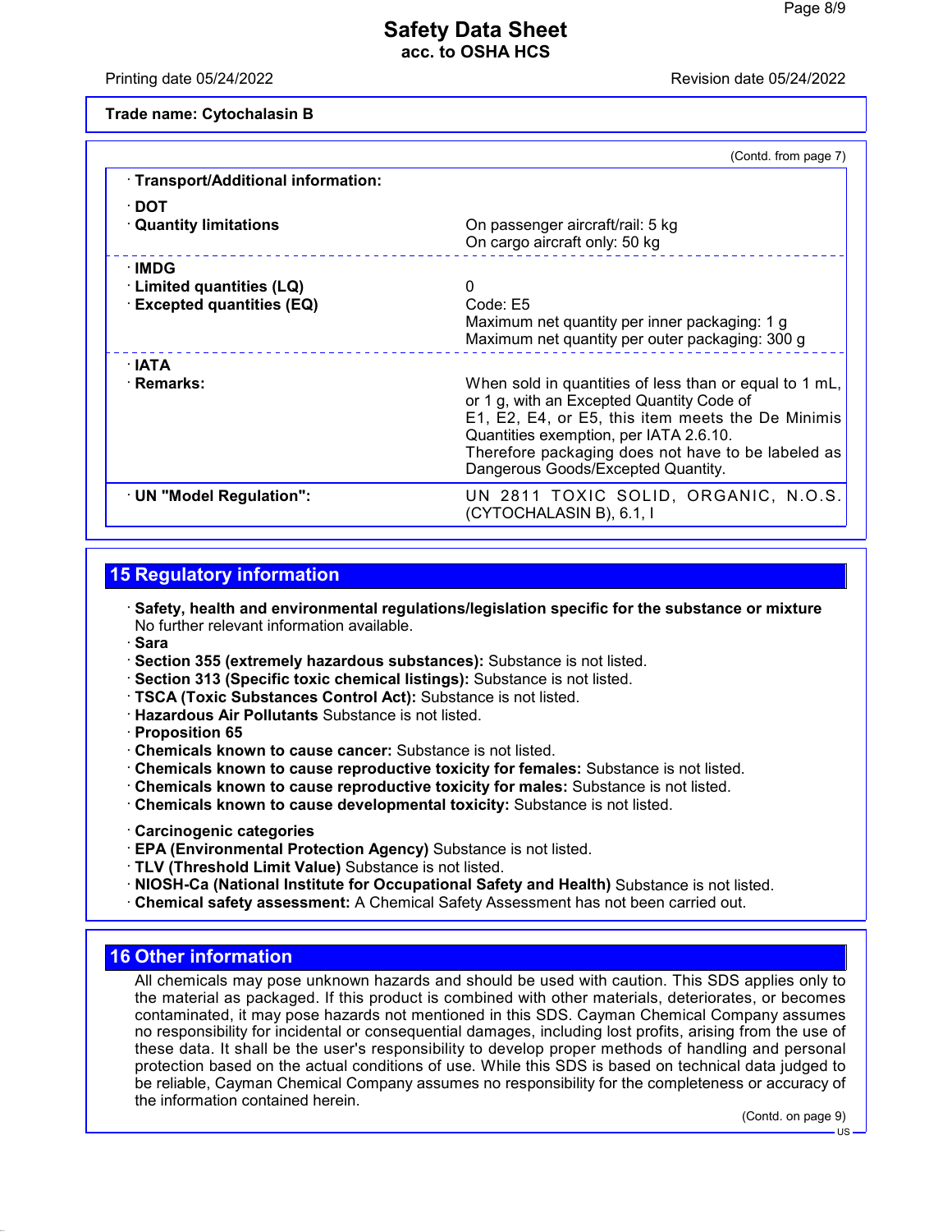**Trade name: Cytochalasin B**

(Contd. from page 7)

| | |
|---|---|
| · **Transport/Additional information:** | |
| · **DOT** | |
| · **Quantity limitations** | On passenger aircraft/rail: 5 kg<br>On cargo aircraft only: 50 kg |
| · **IMDG** | |
| · **Limited quantities (LQ)** | 0 |
| · **Excepted quantities (EQ)** | Code: E5<br>Maximum net quantity per inner packaging: 1 g<br>Maximum net quantity per outer packaging: 300 g |
| · **IATA** | |
| · **Remarks:** | When sold in quantities of less than or equal to 1 mL, or 1 g, with an Excepted Quantity Code of E1, E2, E4, or E5, this item meets the De Minimis Quantities exemption, per IATA 2.6.10. Therefore packaging does not have to be labeled as Dangerous Goods/Excepted Quantity. |
| · **UN "Model Regulation":** | UN 2811 TOXIC SOLID, ORGANIC, N.O.S. (CYTOCHALASIN B), 6.1, I |

## 15 Regulatory information

· **Safety, health and environmental regulations/legislation specific for the substance or mixture**
No further relevant information available.

· **Sara**
· **Section 355 (extremely hazardous substances):** Substance is not listed.
· **Section 313 (Specific toxic chemical listings):** Substance is not listed.
· **TSCA (Toxic Substances Control Act):** Substance is not listed.
· **Hazardous Air Pollutants** Substance is not listed.
· **Proposition 65**
· **Chemicals known to cause cancer:** Substance is not listed.
· **Chemicals known to cause reproductive toxicity for females:** Substance is not listed.
· **Chemicals known to cause reproductive toxicity for males:** Substance is not listed.
· **Chemicals known to cause developmental toxicity:** Substance is not listed.

· **Carcinogenic categories**
· **EPA (Environmental Protection Agency)** Substance is not listed.
· **TLV (Threshold Limit Value)** Substance is not listed.
· **NIOSH-Ca (National Institute for Occupational Safety and Health)** Substance is not listed.
· **Chemical safety assessment:** A Chemical Safety Assessment has not been carried out.

## 16 Other information

All chemicals may pose unknown hazards and should be used with caution. This SDS applies only to the material as packaged. If this product is combined with other materials, deteriorates, or becomes contaminated, it may pose hazards not mentioned in this SDS. Cayman Chemical Company assumes no responsibility for incidental or consequential damages, including lost profits, arising from the use of these data. It shall be the user's responsibility to develop proper methods of handling and personal protection based on the actual conditions of use. While this SDS is based on technical data judged to be reliable, Cayman Chemical Company assumes no responsibility for the completeness or accuracy of the information contained herein.

(Contd. on page 9)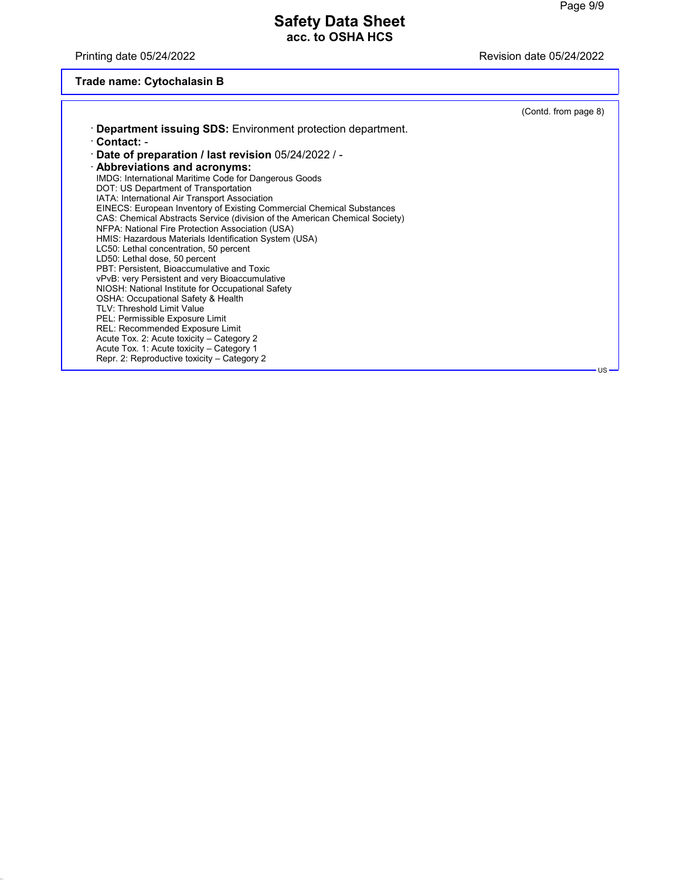(Contd. from page 8)

- **Department issuing SDS:** Environment protection department.
- **Contact:** -
- **Date of preparation / last revision** 05/24/2022 / -
- **Abbreviations and acronyms:**

IMDG: International Maritime Code for Dangerous Goods
DOT: US Department of Transportation
IATA: International Air Transport Association
EINECS: European Inventory of Existing Commercial Chemical Substances
CAS: Chemical Abstracts Service (division of the American Chemical Society)
NFPA: National Fire Protection Association (USA)
HMIS: Hazardous Materials Identification System (USA)
LC50: Lethal concentration, 50 percent
LD50: Lethal dose, 50 percent
PBT: Persistent, Bioaccumulative and Toxic
vPvB: very Persistent and very Bioaccumulative
NIOSH: National Institute for Occupational Safety
OSHA: Occupational Safety & Health
TLV: Threshold Limit Value
PEL: Permissible Exposure Limit
REL: Recommended Exposure Limit
Acute Tox. 2: Acute toxicity – Category 2
Acute Tox. 1: Acute toxicity – Category 1
Repr. 2: Reproductive toxicity – Category 2